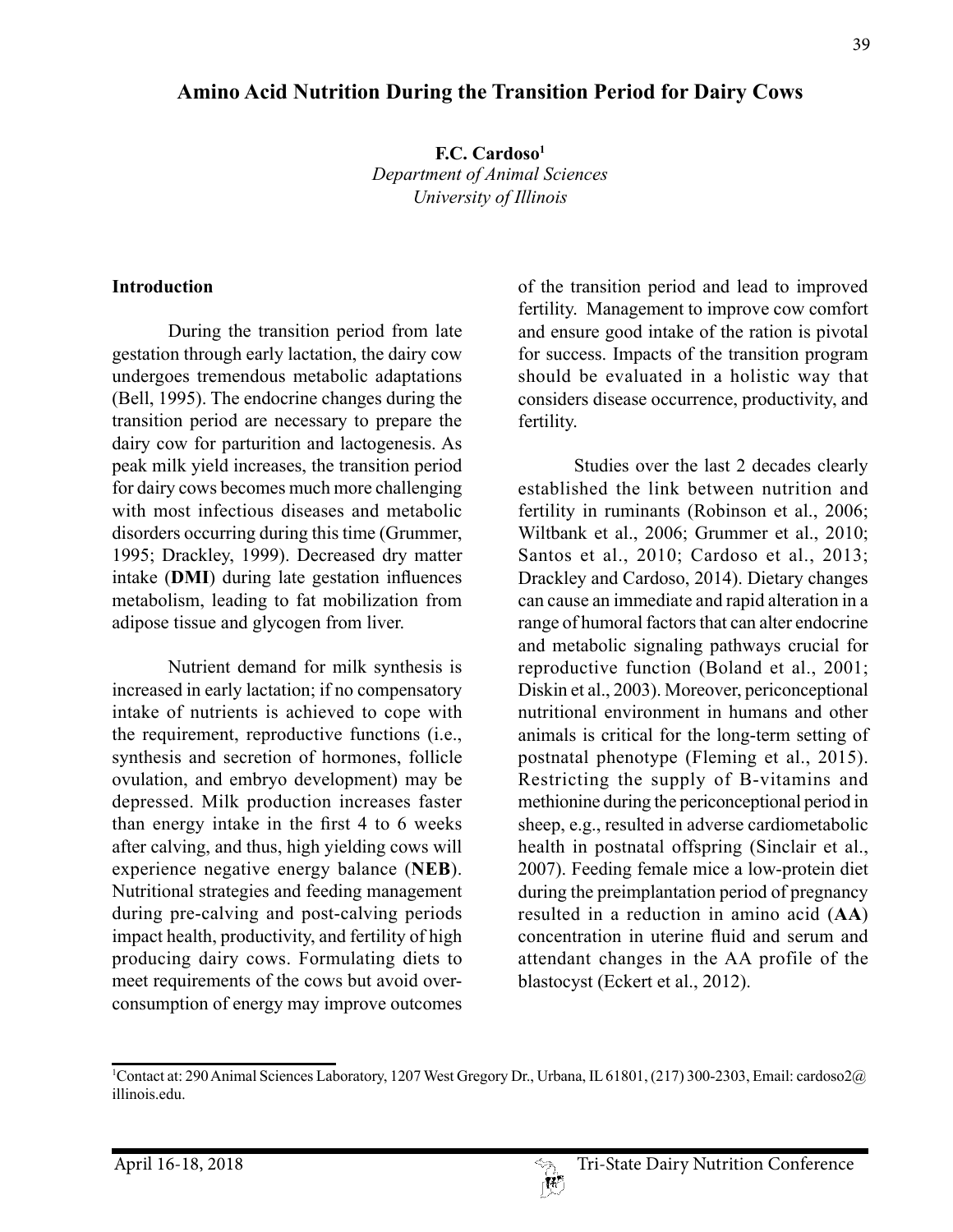# Amino Acid Nutrition During the Transition Period for Dairy Cows

**F.C. Cardoso**[1]
*Department of Animal Sciences*
*University of Illinois*

## Introduction

During the transition period from late gestation through early lactation, the dairy cow undergoes tremendous metabolic adaptations (Bell, 1995). The endocrine changes during the transition period are necessary to prepare the dairy cow for parturition and lactogenesis. As peak milk yield increases, the transition period for dairy cows becomes much more challenging with most infectious diseases and metabolic disorders occurring during this time (Grummer, 1995; Drackley, 1999). Decreased dry matter intake (**DMI**) during late gestation influences metabolism, leading to fat mobilization from adipose tissue and glycogen from liver.

Nutrient demand for milk synthesis is increased in early lactation; if no compensatory intake of nutrients is achieved to cope with the requirement, reproductive functions (i.e., synthesis and secretion of hormones, follicle ovulation, and embryo development) may be depressed. Milk production increases faster than energy intake in the first 4 to 6 weeks after calving, and thus, high yielding cows will experience negative energy balance (**NEB**). Nutritional strategies and feeding management during pre-calving and post-calving periods impact health, productivity, and fertility of high producing dairy cows. Formulating diets to meet requirements of the cows but avoid over-consumption of energy may improve outcomes of the transition period and lead to improved fertility. Management to improve cow comfort and ensure good intake of the ration is pivotal for success. Impacts of the transition program should be evaluated in a holistic way that considers disease occurrence, productivity, and fertility.

Studies over the last 2 decades clearly established the link between nutrition and fertility in ruminants (Robinson et al., 2006; Wiltbank et al., 2006; Grummer et al., 2010; Santos et al., 2010; Cardoso et al., 2013; Drackley and Cardoso, 2014). Dietary changes can cause an immediate and rapid alteration in a range of humoral factors that can alter endocrine and metabolic signaling pathways crucial for reproductive function (Boland et al., 2001; Diskin et al., 2003). Moreover, periconceptional nutritional environment in humans and other animals is critical for the long-term setting of postnatal phenotype (Fleming et al., 2015). Restricting the supply of B-vitamins and methionine during the periconceptional period in sheep, e.g., resulted in adverse cardiometabolic health in postnatal offspring (Sinclair et al., 2007). Feeding female mice a low-protein diet during the preimplantation period of pregnancy resulted in a reduction in amino acid (**AA**) concentration in uterine fluid and serum and attendant changes in the AA profile of the blastocyst (Eckert et al., 2012).

[1]Contact at: 290 Animal Sciences Laboratory, 1207 West Gregory Dr., Urbana, IL 61801, (217) 300-2303, Email: cardoso2@illinois.edu.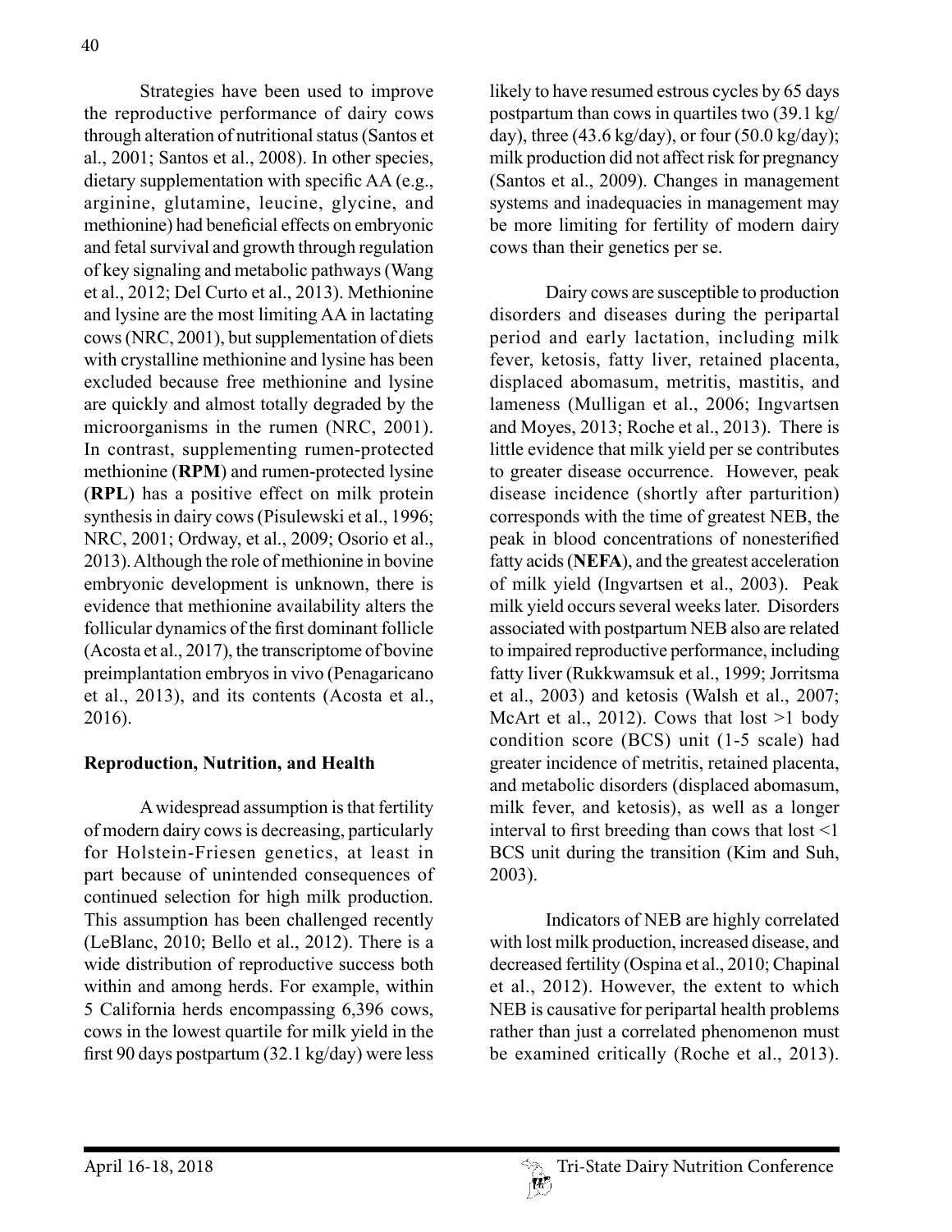Strategies have been used to improve the reproductive performance of dairy cows through alteration of nutritional status (Santos et al., 2001; Santos et al., 2008). In other species, dietary supplementation with specific AA (e.g., arginine, glutamine, leucine, glycine, and methionine) had beneficial effects on embryonic and fetal survival and growth through regulation of key signaling and metabolic pathways (Wang et al., 2012; Del Curto et al., 2013). Methionine and lysine are the most limiting AA in lactating cows (NRC, 2001), but supplementation of diets with crystalline methionine and lysine has been excluded because free methionine and lysine are quickly and almost totally degraded by the microorganisms in the rumen (NRC, 2001). In contrast, supplementing rumen-protected methionine (**RPM**) and rumen-protected lysine (**RPL**) has a positive effect on milk protein synthesis in dairy cows (Pisulewski et al., 1996; NRC, 2001; Ordway, et al., 2009; Osorio et al., 2013). Although the role of methionine in bovine embryonic development is unknown, there is evidence that methionine availability alters the follicular dynamics of the first dominant follicle (Acosta et al., 2017), the transcriptome of bovine preimplantation embryos in vivo (Penagaricano et al., 2013), and its contents (Acosta et al., 2016).

## Reproduction, Nutrition, and Health

A widespread assumption is that fertility of modern dairy cows is decreasing, particularly for Holstein-Friesen genetics, at least in part because of unintended consequences of continued selection for high milk production. This assumption has been challenged recently (LeBlanc, 2010; Bello et al., 2012). There is a wide distribution of reproductive success both within and among herds. For example, within 5 California herds encompassing 6,396 cows, cows in the lowest quartile for milk yield in the first 90 days postpartum (32.1 kg/day) were less likely to have resumed estrous cycles by 65 days postpartum than cows in quartiles two (39.1 kg/day), three (43.6 kg/day), or four (50.0 kg/day); milk production did not affect risk for pregnancy (Santos et al., 2009). Changes in management systems and inadequacies in management may be more limiting for fertility of modern dairy cows than their genetics per se.

Dairy cows are susceptible to production disorders and diseases during the peripartal period and early lactation, including milk fever, ketosis, fatty liver, retained placenta, displaced abomasum, metritis, mastitis, and lameness (Mulligan et al., 2006; Ingvartsen and Moyes, 2013; Roche et al., 2013). There is little evidence that milk yield per se contributes to greater disease occurrence. However, peak disease incidence (shortly after parturition) corresponds with the time of greatest NEB, the peak in blood concentrations of nonesterified fatty acids (**NEFA**), and the greatest acceleration of milk yield (Ingvartsen et al., 2003). Peak milk yield occurs several weeks later. Disorders associated with postpartum NEB also are related to impaired reproductive performance, including fatty liver (Rukkwamsuk et al., 1999; Jorritsma et al., 2003) and ketosis (Walsh et al., 2007; McArt et al., 2012). Cows that lost >1 body condition score (BCS) unit (1-5 scale) had greater incidence of metritis, retained placenta, and metabolic disorders (displaced abomasum, milk fever, and ketosis), as well as a longer interval to first breeding than cows that lost <1 BCS unit during the transition (Kim and Suh, 2003).

Indicators of NEB are highly correlated with lost milk production, increased disease, and decreased fertility (Ospina et al., 2010; Chapinal et al., 2012). However, the extent to which NEB is causative for peripartal health problems rather than just a correlated phenomenon must be examined critically (Roche et al., 2013).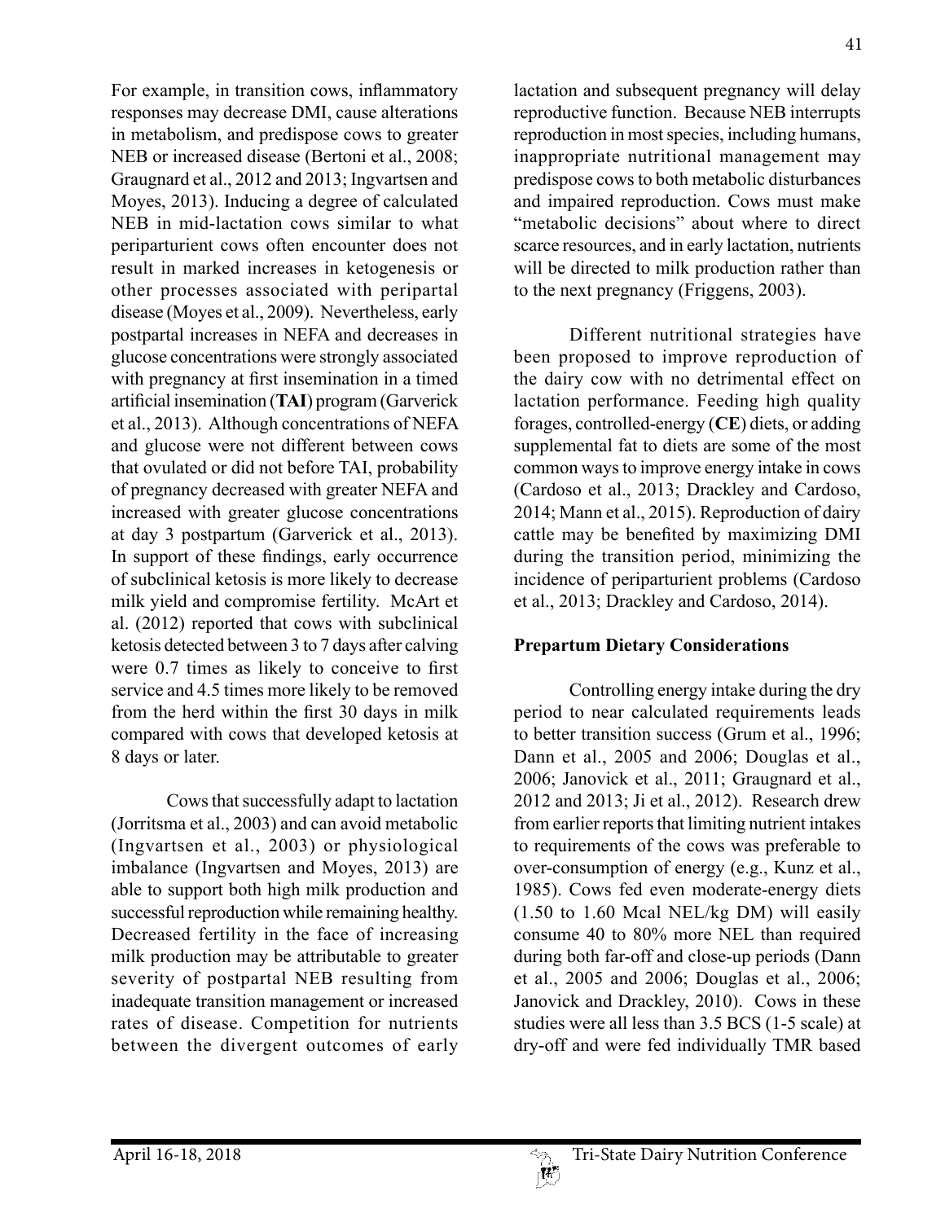For example, in transition cows, inflammatory responses may decrease DMI, cause alterations in metabolism, and predispose cows to greater NEB or increased disease (Bertoni et al., 2008; Graugnard et al., 2012 and 2013; Ingvartsen and Moyes, 2013). Inducing a degree of calculated NEB in mid-lactation cows similar to what periparturient cows often encounter does not result in marked increases in ketogenesis or other processes associated with peripartal disease (Moyes et al., 2009). Nevertheless, early postpartal increases in NEFA and decreases in glucose concentrations were strongly associated with pregnancy at first insemination in a timed artificial insemination (**TAI**) program (Garverick et al., 2013). Although concentrations of NEFA and glucose were not different between cows that ovulated or did not before TAI, probability of pregnancy decreased with greater NEFA and increased with greater glucose concentrations at day 3 postpartum (Garverick et al., 2013). In support of these findings, early occurrence of subclinical ketosis is more likely to decrease milk yield and compromise fertility. McArt et al. (2012) reported that cows with subclinical ketosis detected between 3 to 7 days after calving were 0.7 times as likely to conceive to first service and 4.5 times more likely to be removed from the herd within the first 30 days in milk compared with cows that developed ketosis at 8 days or later.

Cows that successfully adapt to lactation (Jorritsma et al., 2003) and can avoid metabolic (Ingvartsen et al., 2003) or physiological imbalance (Ingvartsen and Moyes, 2013) are able to support both high milk production and successful reproduction while remaining healthy. Decreased fertility in the face of increasing milk production may be attributable to greater severity of postpartal NEB resulting from inadequate transition management or increased rates of disease. Competition for nutrients between the divergent outcomes of early lactation and subsequent pregnancy will delay reproductive function. Because NEB interrupts reproduction in most species, including humans, inappropriate nutritional management may predispose cows to both metabolic disturbances and impaired reproduction. Cows must make "metabolic decisions" about where to direct scarce resources, and in early lactation, nutrients will be directed to milk production rather than to the next pregnancy (Friggens, 2003).

Different nutritional strategies have been proposed to improve reproduction of the dairy cow with no detrimental effect on lactation performance. Feeding high quality forages, controlled-energy (**CE**) diets, or adding supplemental fat to diets are some of the most common ways to improve energy intake in cows (Cardoso et al., 2013; Drackley and Cardoso, 2014; Mann et al., 2015). Reproduction of dairy cattle may be benefited by maximizing DMI during the transition period, minimizing the incidence of periparturient problems (Cardoso et al., 2013; Drackley and Cardoso, 2014).

## Prepartum Dietary Considerations

Controlling energy intake during the dry period to near calculated requirements leads to better transition success (Grum et al., 1996; Dann et al., 2005 and 2006; Douglas et al., 2006; Janovick et al., 2011; Graugnard et al., 2012 and 2013; Ji et al., 2012). Research drew from earlier reports that limiting nutrient intakes to requirements of the cows was preferable to over-consumption of energy (e.g., Kunz et al., 1985). Cows fed even moderate-energy diets (1.50 to 1.60 Mcal NEL/kg DM) will easily consume 40 to 80% more NEL than required during both far-off and close-up periods (Dann et al., 2005 and 2006; Douglas et al., 2006; Janovick and Drackley, 2010). Cows in these studies were all less than 3.5 BCS (1-5 scale) at dry-off and were fed individually TMR based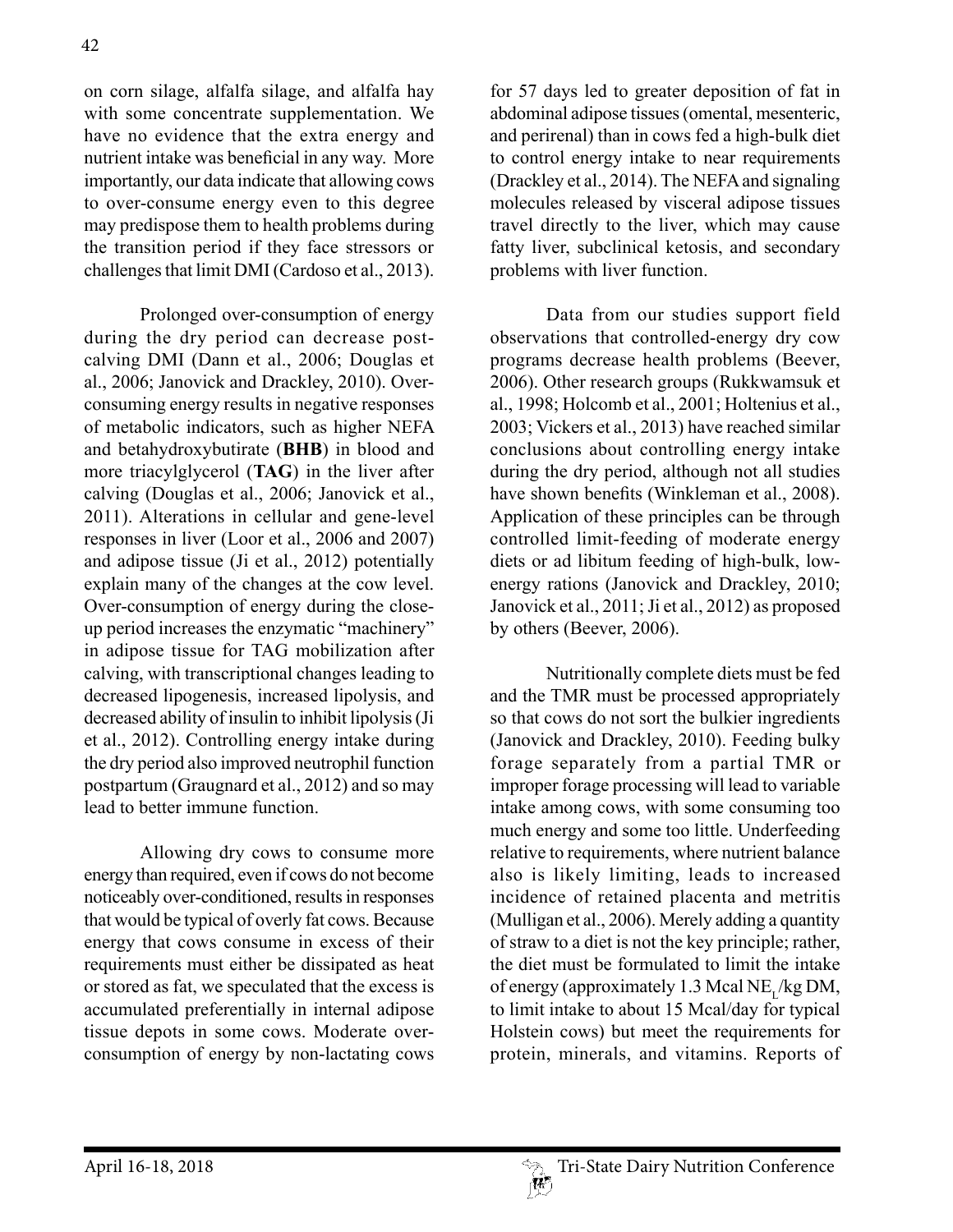on corn silage, alfalfa silage, and alfalfa hay with some concentrate supplementation. We have no evidence that the extra energy and nutrient intake was beneficial in any way. More importantly, our data indicate that allowing cows to over-consume energy even to this degree may predispose them to health problems during the transition period if they face stressors or challenges that limit DMI (Cardoso et al., 2013).

Prolonged over-consumption of energy during the dry period can decrease post-calving DMI (Dann et al., 2006; Douglas et al., 2006; Janovick and Drackley, 2010). Over-consuming energy results in negative responses of metabolic indicators, such as higher NEFA and betahydroxybutirate (**BHB**) in blood and more triacylglycerol (**TAG**) in the liver after calving (Douglas et al., 2006; Janovick et al., 2011). Alterations in cellular and gene-level responses in liver (Loor et al., 2006 and 2007) and adipose tissue (Ji et al., 2012) potentially explain many of the changes at the cow level. Over-consumption of energy during the close-up period increases the enzymatic "machinery" in adipose tissue for TAG mobilization after calving, with transcriptional changes leading to decreased lipogenesis, increased lipolysis, and decreased ability of insulin to inhibit lipolysis (Ji et al., 2012). Controlling energy intake during the dry period also improved neutrophil function postpartum (Graugnard et al., 2012) and so may lead to better immune function.

Allowing dry cows to consume more energy than required, even if cows do not become noticeably over-conditioned, results in responses that would be typical of overly fat cows. Because energy that cows consume in excess of their requirements must either be dissipated as heat or stored as fat, we speculated that the excess is accumulated preferentially in internal adipose tissue depots in some cows. Moderate over-consumption of energy by non-lactating cows for 57 days led to greater deposition of fat in abdominal adipose tissues (omental, mesenteric, and perirenal) than in cows fed a high-bulk diet to control energy intake to near requirements (Drackley et al., 2014). The NEFA and signaling molecules released by visceral adipose tissues travel directly to the liver, which may cause fatty liver, subclinical ketosis, and secondary problems with liver function.

Data from our studies support field observations that controlled-energy dry cow programs decrease health problems (Beever, 2006). Other research groups (Rukkwamsuk et al., 1998; Holcomb et al., 2001; Holtenius et al., 2003; Vickers et al., 2013) have reached similar conclusions about controlling energy intake during the dry period, although not all studies have shown benefits (Winkleman et al., 2008). Application of these principles can be through controlled limit-feeding of moderate energy diets or ad libitum feeding of high-bulk, low-energy rations (Janovick and Drackley, 2010; Janovick et al., 2011; Ji et al., 2012) as proposed by others (Beever, 2006).

Nutritionally complete diets must be fed and the TMR must be processed appropriately so that cows do not sort the bulkier ingredients (Janovick and Drackley, 2010). Feeding bulky forage separately from a partial TMR or improper forage processing will lead to variable intake among cows, with some consuming too much energy and some too little. Underfeeding relative to requirements, where nutrient balance also is likely limiting, leads to increased incidence of retained placenta and metritis (Mulligan et al., 2006). Merely adding a quantity of straw to a diet is not the key principle; rather, the diet must be formulated to limit the intake of energy (approximately 1.3 Mcal $NE_L$/kg DM, to limit intake to about 15 Mcal/day for typical Holstein cows) but meet the requirements for protein, minerals, and vitamins. Reports of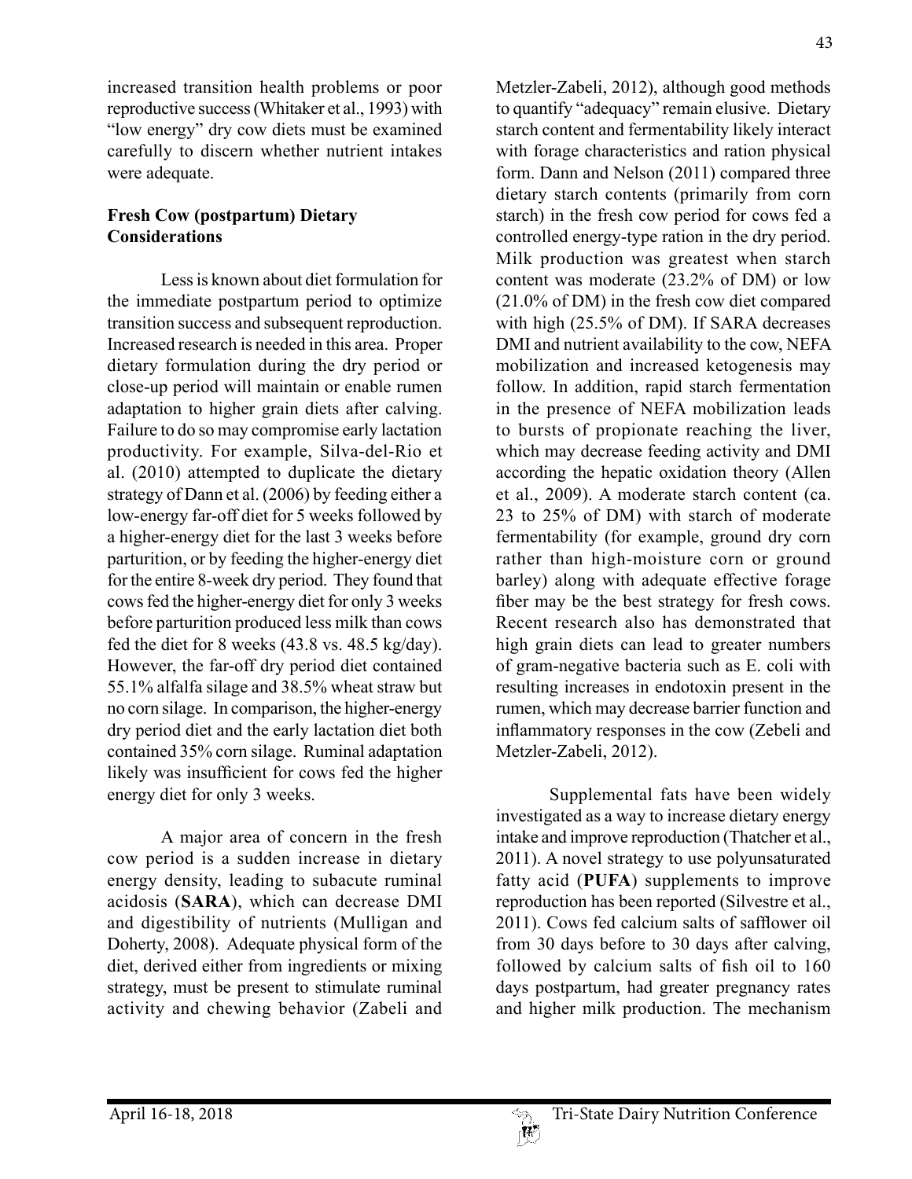increased transition health problems or poor reproductive success (Whitaker et al., 1993) with "low energy" dry cow diets must be examined carefully to discern whether nutrient intakes were adequate.

## Fresh Cow (postpartum) Dietary Considerations

Less is known about diet formulation for the immediate postpartum period to optimize transition success and subsequent reproduction. Increased research is needed in this area. Proper dietary formulation during the dry period or close-up period will maintain or enable rumen adaptation to higher grain diets after calving. Failure to do so may compromise early lactation productivity. For example, Silva-del-Rio et al. (2010) attempted to duplicate the dietary strategy of Dann et al. (2006) by feeding either a low-energy far-off diet for 5 weeks followed by a higher-energy diet for the last 3 weeks before parturition, or by feeding the higher-energy diet for the entire 8-week dry period. They found that cows fed the higher-energy diet for only 3 weeks before parturition produced less milk than cows fed the diet for 8 weeks (43.8 vs. 48.5 kg/day). However, the far-off dry period diet contained 55.1% alfalfa silage and 38.5% wheat straw but no corn silage. In comparison, the higher-energy dry period diet and the early lactation diet both contained 35% corn silage. Ruminal adaptation likely was insufficient for cows fed the higher energy diet for only 3 weeks.

A major area of concern in the fresh cow period is a sudden increase in dietary energy density, leading to subacute ruminal acidosis (**SARA**), which can decrease DMI and digestibility of nutrients (Mulligan and Doherty, 2008). Adequate physical form of the diet, derived either from ingredients or mixing strategy, must be present to stimulate ruminal activity and chewing behavior (Zabeli and Metzler-Zabeli, 2012), although good methods to quantify "adequacy" remain elusive. Dietary starch content and fermentability likely interact with forage characteristics and ration physical form. Dann and Nelson (2011) compared three dietary starch contents (primarily from corn starch) in the fresh cow period for cows fed a controlled energy-type ration in the dry period. Milk production was greatest when starch content was moderate (23.2% of DM) or low (21.0% of DM) in the fresh cow diet compared with high (25.5% of DM). If SARA decreases DMI and nutrient availability to the cow, NEFA mobilization and increased ketogenesis may follow. In addition, rapid starch fermentation in the presence of NEFA mobilization leads to bursts of propionate reaching the liver, which may decrease feeding activity and DMI according the hepatic oxidation theory (Allen et al., 2009). A moderate starch content (ca. 23 to 25% of DM) with starch of moderate fermentability (for example, ground dry corn rather than high-moisture corn or ground barley) along with adequate effective forage fiber may be the best strategy for fresh cows. Recent research also has demonstrated that high grain diets can lead to greater numbers of gram-negative bacteria such as E. coli with resulting increases in endotoxin present in the rumen, which may decrease barrier function and inflammatory responses in the cow (Zebeli and Metzler-Zabeli, 2012).

Supplemental fats have been widely investigated as a way to increase dietary energy intake and improve reproduction (Thatcher et al., 2011). A novel strategy to use polyunsaturated fatty acid (**PUFA**) supplements to improve reproduction has been reported (Silvestre et al., 2011). Cows fed calcium salts of safflower oil from 30 days before to 30 days after calving, followed by calcium salts of fish oil to 160 days postpartum, had greater pregnancy rates and higher milk production. The mechanism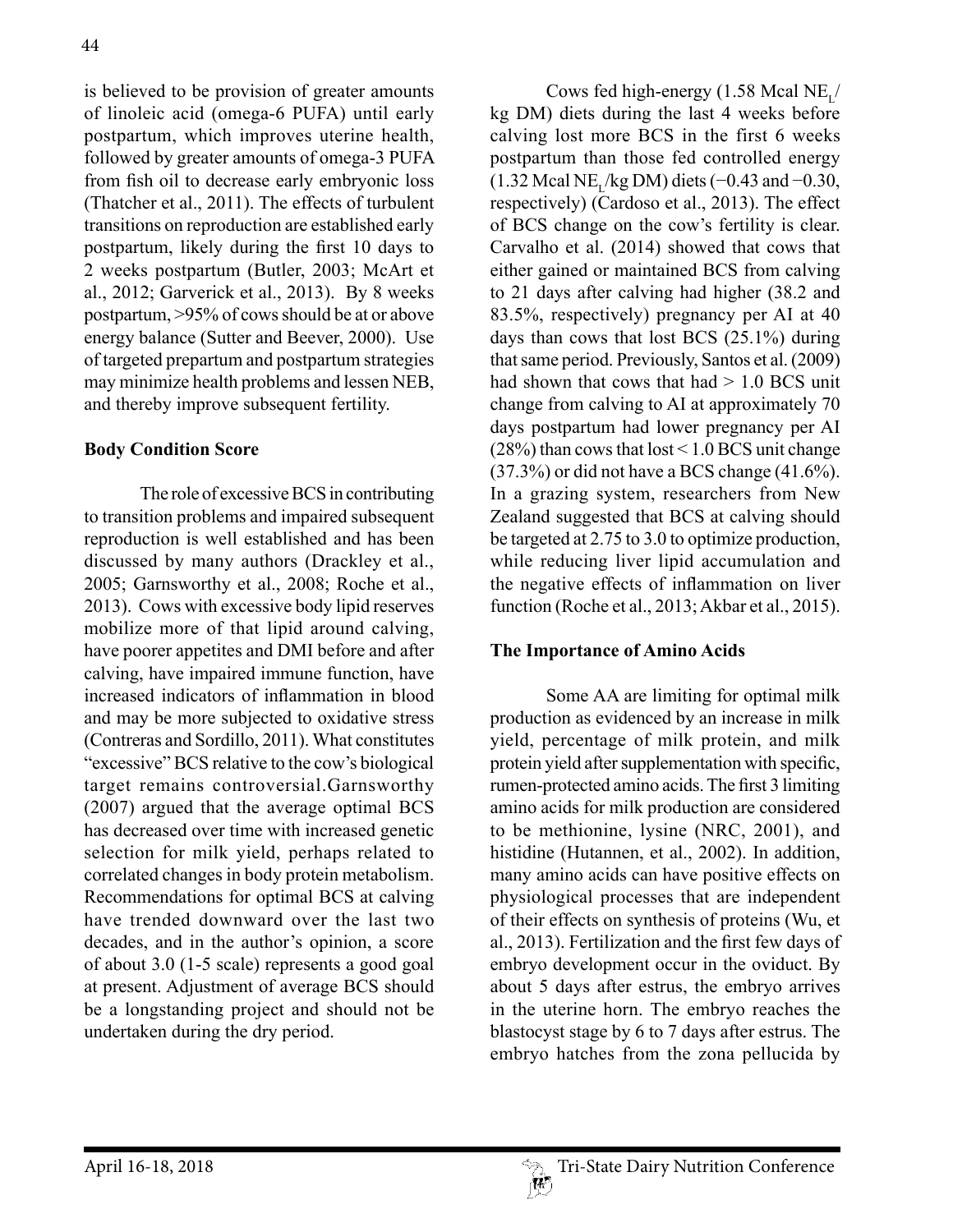is believed to be provision of greater amounts of linoleic acid (omega-6 PUFA) until early postpartum, which improves uterine health, followed by greater amounts of omega-3 PUFA from fish oil to decrease early embryonic loss (Thatcher et al., 2011). The effects of turbulent transitions on reproduction are established early postpartum, likely during the first 10 days to 2 weeks postpartum (Butler, 2003; McArt et al., 2012; Garverick et al., 2013). By 8 weeks postpartum, >95% of cows should be at or above energy balance (Sutter and Beever, 2000). Use of targeted prepartum and postpartum strategies may minimize health problems and lessen NEB, and thereby improve subsequent fertility.

**Body Condition Score**

The role of excessive BCS in contributing to transition problems and impaired subsequent reproduction is well established and has been discussed by many authors (Drackley et al., 2005; Garnsworthy et al., 2008; Roche et al., 2013). Cows with excessive body lipid reserves mobilize more of that lipid around calving, have poorer appetites and DMI before and after calving, have impaired immune function, have increased indicators of inflammation in blood and may be more subjected to oxidative stress (Contreras and Sordillo, 2011). What constitutes "excessive" BCS relative to the cow's biological target remains controversial.Garnsworthy (2007) argued that the average optimal BCS has decreased over time with increased genetic selection for milk yield, perhaps related to correlated changes in body protein metabolism. Recommendations for optimal BCS at calving have trended downward over the last two decades, and in the author's opinion, a score of about 3.0 (1-5 scale) represents a good goal at present. Adjustment of average BCS should be a longstanding project and should not be undertaken during the dry period.

Cows fed high-energy (1.58 Mcal $NE_L$/kg DM) diets during the last 4 weeks before calving lost more BCS in the first 6 weeks postpartum than those fed controlled energy (1.32 Mcal $NE_L$/kg DM) diets (−0.43 and −0.30, respectively) (Cardoso et al., 2013). The effect of BCS change on the cow's fertility is clear. Carvalho et al. (2014) showed that cows that either gained or maintained BCS from calving to 21 days after calving had higher (38.2 and 83.5%, respectively) pregnancy per AI at 40 days than cows that lost BCS (25.1%) during that same period. Previously, Santos et al. (2009) had shown that cows that had > 1.0 BCS unit change from calving to AI at approximately 70 days postpartum had lower pregnancy per AI (28%) than cows that lost < 1.0 BCS unit change (37.3%) or did not have a BCS change (41.6%). In a grazing system, researchers from New Zealand suggested that BCS at calving should be targeted at 2.75 to 3.0 to optimize production, while reducing liver lipid accumulation and the negative effects of inflammation on liver function (Roche et al., 2013; Akbar et al., 2015).

**The Importance of Amino Acids**

Some AA are limiting for optimal milk production as evidenced by an increase in milk yield, percentage of milk protein, and milk protein yield after supplementation with specific, rumen-protected amino acids. The first 3 limiting amino acids for milk production are considered to be methionine, lysine (NRC, 2001), and histidine (Hutannen, et al., 2002). In addition, many amino acids can have positive effects on physiological processes that are independent of their effects on synthesis of proteins (Wu, et al., 2013). Fertilization and the first few days of embryo development occur in the oviduct. By about 5 days after estrus, the embryo arrives in the uterine horn. The embryo reaches the blastocyst stage by 6 to 7 days after estrus. The embryo hatches from the zona pellucida by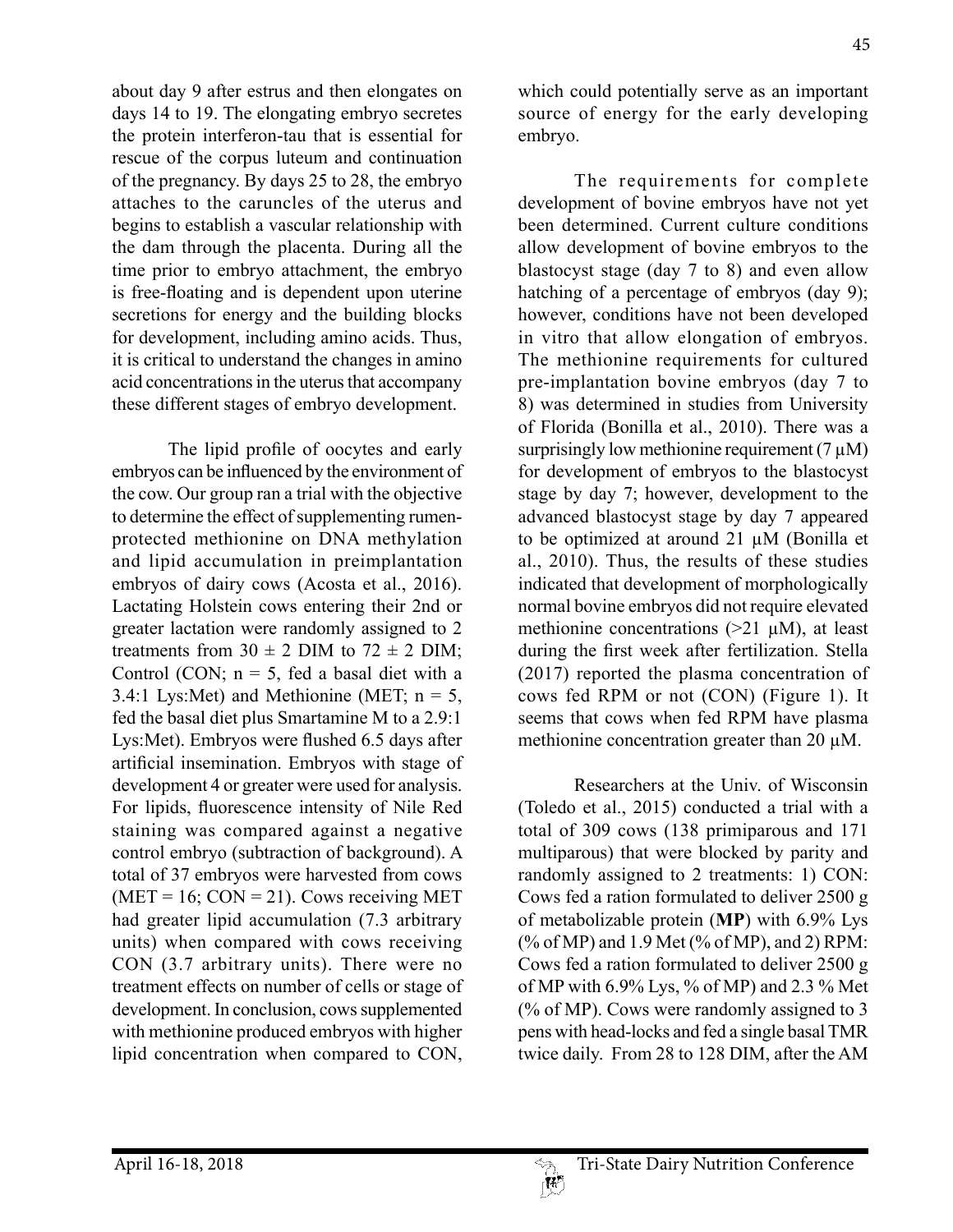about day 9 after estrus and then elongates on days 14 to 19. The elongating embryo secretes the protein interferon-tau that is essential for rescue of the corpus luteum and continuation of the pregnancy. By days 25 to 28, the embryo attaches to the caruncles of the uterus and begins to establish a vascular relationship with the dam through the placenta. During all the time prior to embryo attachment, the embryo is free-floating and is dependent upon uterine secretions for energy and the building blocks for development, including amino acids. Thus, it is critical to understand the changes in amino acid concentrations in the uterus that accompany these different stages of embryo development.

The lipid profile of oocytes and early embryos can be influenced by the environment of the cow. Our group ran a trial with the objective to determine the effect of supplementing rumen-protected methionine on DNA methylation and lipid accumulation in preimplantation embryos of dairy cows (Acosta et al., 2016). Lactating Holstein cows entering their 2nd or greater lactation were randomly assigned to 2 treatments from 30 ± 2 DIM to 72 ± 2 DIM; Control (CON; n = 5, fed a basal diet with a 3.4:1 Lys:Met) and Methionine (MET; n = 5, fed the basal diet plus Smartamine M to a 2.9:1 Lys:Met). Embryos were flushed 6.5 days after artificial insemination. Embryos with stage of development 4 or greater were used for analysis. For lipids, fluorescence intensity of Nile Red staining was compared against a negative control embryo (subtraction of background). A total of 37 embryos were harvested from cows (MET = 16; CON = 21). Cows receiving MET had greater lipid accumulation (7.3 arbitrary units) when compared with cows receiving CON (3.7 arbitrary units). There were no treatment effects on number of cells or stage of development. In conclusion, cows supplemented with methionine produced embryos with higher lipid concentration when compared to CON, which could potentially serve as an important source of energy for the early developing embryo.

The requirements for complete development of bovine embryos have not yet been determined. Current culture conditions allow development of bovine embryos to the blastocyst stage (day 7 to 8) and even allow hatching of a percentage of embryos (day 9); however, conditions have not been developed in vitro that allow elongation of embryos. The methionine requirements for cultured pre-implantation bovine embryos (day 7 to 8) was determined in studies from University of Florida (Bonilla et al., 2010). There was a surprisingly low methionine requirement (7 µM) for development of embryos to the blastocyst stage by day 7; however, development to the advanced blastocyst stage by day 7 appeared to be optimized at around 21 µM (Bonilla et al., 2010). Thus, the results of these studies indicated that development of morphologically normal bovine embryos did not require elevated methionine concentrations (>21 µM), at least during the first week after fertilization. Stella (2017) reported the plasma concentration of cows fed RPM or not (CON) (Figure 1). It seems that cows when fed RPM have plasma methionine concentration greater than 20 µM.

Researchers at the Univ. of Wisconsin (Toledo et al., 2015) conducted a trial with a total of 309 cows (138 primiparous and 171 multiparous) that were blocked by parity and randomly assigned to 2 treatments: 1) CON: Cows fed a ration formulated to deliver 2500 g of metabolizable protein (**MP**) with 6.9% Lys (% of MP) and 1.9 Met (% of MP), and 2) RPM: Cows fed a ration formulated to deliver 2500 g of MP with 6.9% Lys, % of MP) and 2.3 % Met (% of MP). Cows were randomly assigned to 3 pens with head-locks and fed a single basal TMR twice daily. From 28 to 128 DIM, after the AM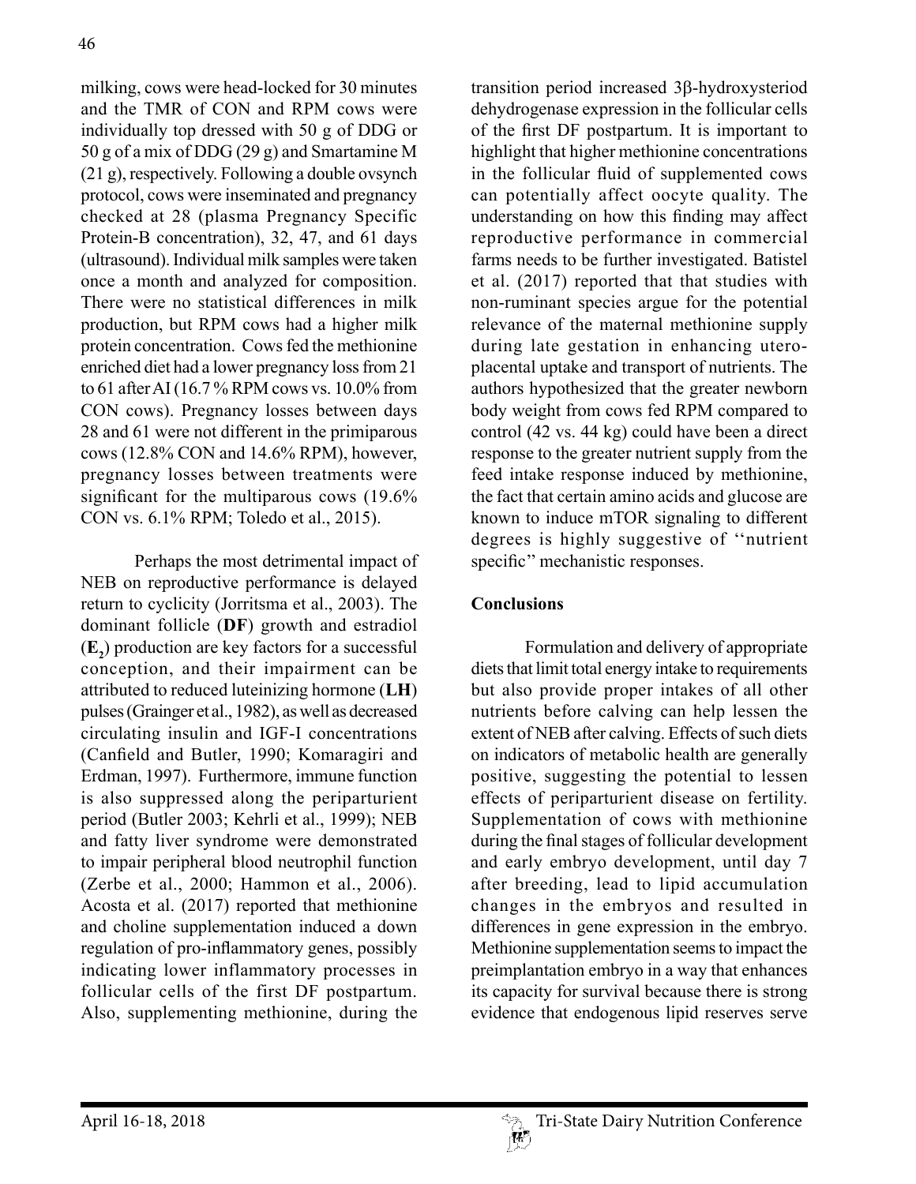milking, cows were head-locked for 30 minutes and the TMR of CON and RPM cows were individually top dressed with 50 g of DDG or 50 g of a mix of DDG (29 g) and Smartamine M (21 g), respectively. Following a double ovsynch protocol, cows were inseminated and pregnancy checked at 28 (plasma Pregnancy Specific Protein-B concentration), 32, 47, and 61 days (ultrasound). Individual milk samples were taken once a month and analyzed for composition. There were no statistical differences in milk production, but RPM cows had a higher milk protein concentration. Cows fed the methionine enriched diet had a lower pregnancy loss from 21 to 61 after AI (16.7 % RPM cows vs. 10.0% from CON cows). Pregnancy losses between days 28 and 61 were not different in the primiparous cows (12.8% CON and 14.6% RPM), however, pregnancy losses between treatments were significant for the multiparous cows (19.6% CON vs. 6.1% RPM; Toledo et al., 2015).

Perhaps the most detrimental impact of NEB on reproductive performance is delayed return to cyclicity (Jorritsma et al., 2003). The dominant follicle (**DF**) growth and estradiol (**$E_2$**) production are key factors for a successful conception, and their impairment can be attributed to reduced luteinizing hormone (**LH**) pulses (Grainger et al., 1982), as well as decreased circulating insulin and IGF-I concentrations (Canfield and Butler, 1990; Komaragiri and Erdman, 1997). Furthermore, immune function is also suppressed along the periparturient period (Butler 2003; Kehrli et al., 1999); NEB and fatty liver syndrome were demonstrated to impair peripheral blood neutrophil function (Zerbe et al., 2000; Hammon et al., 2006). Acosta et al. (2017) reported that methionine and choline supplementation induced a down regulation of pro-inflammatory genes, possibly indicating lower inflammatory processes in follicular cells of the first DF postpartum. Also, supplementing methionine, during the transition period increased 3β-hydroxysteriod dehydrogenase expression in the follicular cells of the first DF postpartum. It is important to highlight that higher methionine concentrations in the follicular fluid of supplemented cows can potentially affect oocyte quality. The understanding on how this finding may affect reproductive performance in commercial farms needs to be further investigated. Batistel et al. (2017) reported that that studies with non-ruminant species argue for the potential relevance of the maternal methionine supply during late gestation in enhancing utero-placental uptake and transport of nutrients. The authors hypothesized that the greater newborn body weight from cows fed RPM compared to control (42 vs. 44 kg) could have been a direct response to the greater nutrient supply from the feed intake response induced by methionine, the fact that certain amino acids and glucose are known to induce mTOR signaling to different degrees is highly suggestive of ''nutrient specific'' mechanistic responses.

## Conclusions

Formulation and delivery of appropriate diets that limit total energy intake to requirements but also provide proper intakes of all other nutrients before calving can help lessen the extent of NEB after calving. Effects of such diets on indicators of metabolic health are generally positive, suggesting the potential to lessen effects of periparturient disease on fertility. Supplementation of cows with methionine during the final stages of follicular development and early embryo development, until day 7 after breeding, lead to lipid accumulation changes in the embryos and resulted in differences in gene expression in the embryo. Methionine supplementation seems to impact the preimplantation embryo in a way that enhances its capacity for survival because there is strong evidence that endogenous lipid reserves serve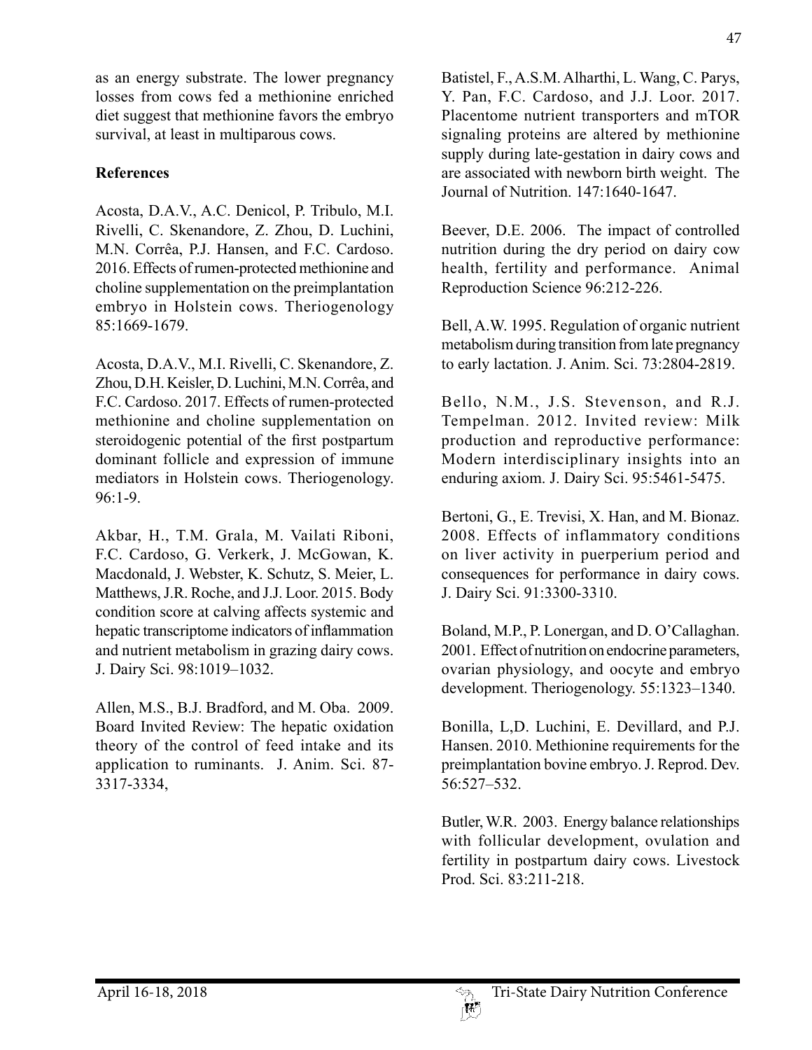as an energy substrate. The lower pregnancy losses from cows fed a methionine enriched diet suggest that methionine favors the embryo survival, at least in multiparous cows.

**References**

Acosta, D.A.V., A.C. Denicol, P. Tribulo, M.I. Rivelli, C. Skenandore, Z. Zhou, D. Luchini, M.N. Corrêa, P.J. Hansen, and F.C. Cardoso. 2016. Effects of rumen-protected methionine and choline supplementation on the preimplantation embryo in Holstein cows. Theriogenology 85:1669-1679.

Acosta, D.A.V., M.I. Rivelli, C. Skenandore, Z. Zhou, D.H. Keisler, D. Luchini, M.N. Corrêa, and F.C. Cardoso. 2017. Effects of rumen-protected methionine and choline supplementation on steroidogenic potential of the first postpartum dominant follicle and expression of immune mediators in Holstein cows. Theriogenology. 96:1-9.

Akbar, H., T.M. Grala, M. Vailati Riboni, F.C. Cardoso, G. Verkerk, J. McGowan, K. Macdonald, J. Webster, K. Schutz, S. Meier, L. Matthews, J.R. Roche, and J.J. Loor. 2015. Body condition score at calving affects systemic and hepatic transcriptome indicators of inflammation and nutrient metabolism in grazing dairy cows. J. Dairy Sci. 98:1019–1032.

Allen, M.S., B.J. Bradford, and M. Oba. 2009. Board Invited Review: The hepatic oxidation theory of the control of feed intake and its application to ruminants. J. Anim. Sci. 87-3317-3334,

Batistel, F., A.S.M. Alharthi, L. Wang, C. Parys, Y. Pan, F.C. Cardoso, and J.J. Loor. 2017. Placentome nutrient transporters and mTOR signaling proteins are altered by methionine supply during late-gestation in dairy cows and are associated with newborn birth weight. The Journal of Nutrition. 147:1640-1647.

Beever, D.E. 2006. The impact of controlled nutrition during the dry period on dairy cow health, fertility and performance. Animal Reproduction Science 96:212-226.

Bell, A.W. 1995. Regulation of organic nutrient metabolism during transition from late pregnancy to early lactation. J. Anim. Sci. 73:2804-2819.

Bello, N.M., J.S. Stevenson, and R.J. Tempelman. 2012. Invited review: Milk production and reproductive performance: Modern interdisciplinary insights into an enduring axiom. J. Dairy Sci. 95:5461-5475.

Bertoni, G., E. Trevisi, X. Han, and M. Bionaz. 2008. Effects of inflammatory conditions on liver activity in puerperium period and consequences for performance in dairy cows. J. Dairy Sci. 91:3300-3310.

Boland, M.P., P. Lonergan, and D. O'Callaghan. 2001. Effect of nutrition on endocrine parameters, ovarian physiology, and oocyte and embryo development. Theriogenology. 55:1323–1340.

Bonilla, L,D. Luchini, E. Devillard, and P.J. Hansen. 2010. Methionine requirements for the preimplantation bovine embryo. J. Reprod. Dev. 56:527–532.

Butler, W.R. 2003. Energy balance relationships with follicular development, ovulation and fertility in postpartum dairy cows. Livestock Prod. Sci. 83:211-218.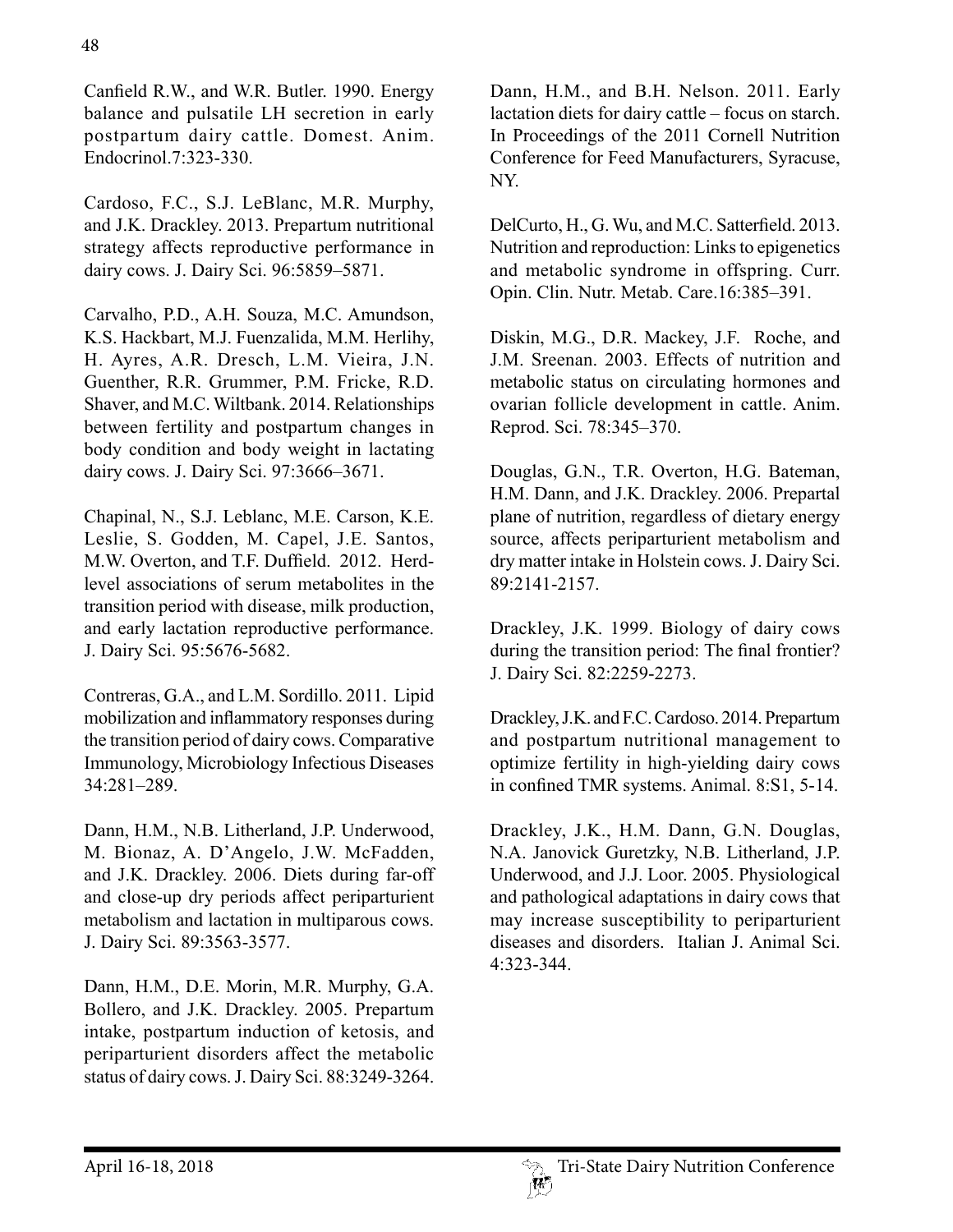Canfield R.W., and W.R. Butler. 1990. Energy balance and pulsatile LH secretion in early postpartum dairy cattle. Domest. Anim. Endocrinol.7:323-330.

Cardoso, F.C., S.J. LeBlanc, M.R. Murphy, and J.K. Drackley. 2013. Prepartum nutritional strategy affects reproductive performance in dairy cows. J. Dairy Sci. 96:5859–5871.

Carvalho, P.D., A.H. Souza, M.C. Amundson, K.S. Hackbart, M.J. Fuenzalida, M.M. Herlihy, H. Ayres, A.R. Dresch, L.M. Vieira, J.N. Guenther, R.R. Grummer, P.M. Fricke, R.D. Shaver, and M.C. Wiltbank. 2014. Relationships between fertility and postpartum changes in body condition and body weight in lactating dairy cows. J. Dairy Sci. 97:3666–3671.

Chapinal, N., S.J. Leblanc, M.E. Carson, K.E. Leslie, S. Godden, M. Capel, J.E. Santos, M.W. Overton, and T.F. Duffield. 2012. Herd-level associations of serum metabolites in the transition period with disease, milk production, and early lactation reproductive performance. J. Dairy Sci. 95:5676-5682.

Contreras, G.A., and L.M. Sordillo. 2011. Lipid mobilization and inflammatory responses during the transition period of dairy cows. Comparative Immunology, Microbiology Infectious Diseases 34:281–289.

Dann, H.M., N.B. Litherland, J.P. Underwood, M. Bionaz, A. D'Angelo, J.W. McFadden, and J.K. Drackley. 2006. Diets during far-off and close-up dry periods affect periparturient metabolism and lactation in multiparous cows. J. Dairy Sci. 89:3563-3577.

Dann, H.M., D.E. Morin, M.R. Murphy, G.A. Bollero, and J.K. Drackley. 2005. Prepartum intake, postpartum induction of ketosis, and periparturient disorders affect the metabolic status of dairy cows. J. Dairy Sci. 88:3249-3264.

Dann, H.M., and B.H. Nelson. 2011. Early lactation diets for dairy cattle – focus on starch. In Proceedings of the 2011 Cornell Nutrition Conference for Feed Manufacturers, Syracuse, NY.

DelCurto, H., G. Wu, and M.C. Satterfield. 2013. Nutrition and reproduction: Links to epigenetics and metabolic syndrome in offspring. Curr. Opin. Clin. Nutr. Metab. Care.16:385–391.

Diskin, M.G., D.R. Mackey, J.F. Roche, and J.M. Sreenan. 2003. Effects of nutrition and metabolic status on circulating hormones and ovarian follicle development in cattle. Anim. Reprod. Sci. 78:345–370.

Douglas, G.N., T.R. Overton, H.G. Bateman, H.M. Dann, and J.K. Drackley. 2006. Prepartal plane of nutrition, regardless of dietary energy source, affects periparturient metabolism and dry matter intake in Holstein cows. J. Dairy Sci. 89:2141-2157.

Drackley, J.K. 1999. Biology of dairy cows during the transition period: The final frontier? J. Dairy Sci. 82:2259-2273.

Drackley, J.K. and F.C. Cardoso. 2014. Prepartum and postpartum nutritional management to optimize fertility in high-yielding dairy cows in confined TMR systems. Animal. 8:S1, 5-14.

Drackley, J.K., H.M. Dann, G.N. Douglas, N.A. Janovick Guretzky, N.B. Litherland, J.P. Underwood, and J.J. Loor. 2005. Physiological and pathological adaptations in dairy cows that may increase susceptibility to periparturient diseases and disorders. Italian J. Animal Sci. 4:323-344.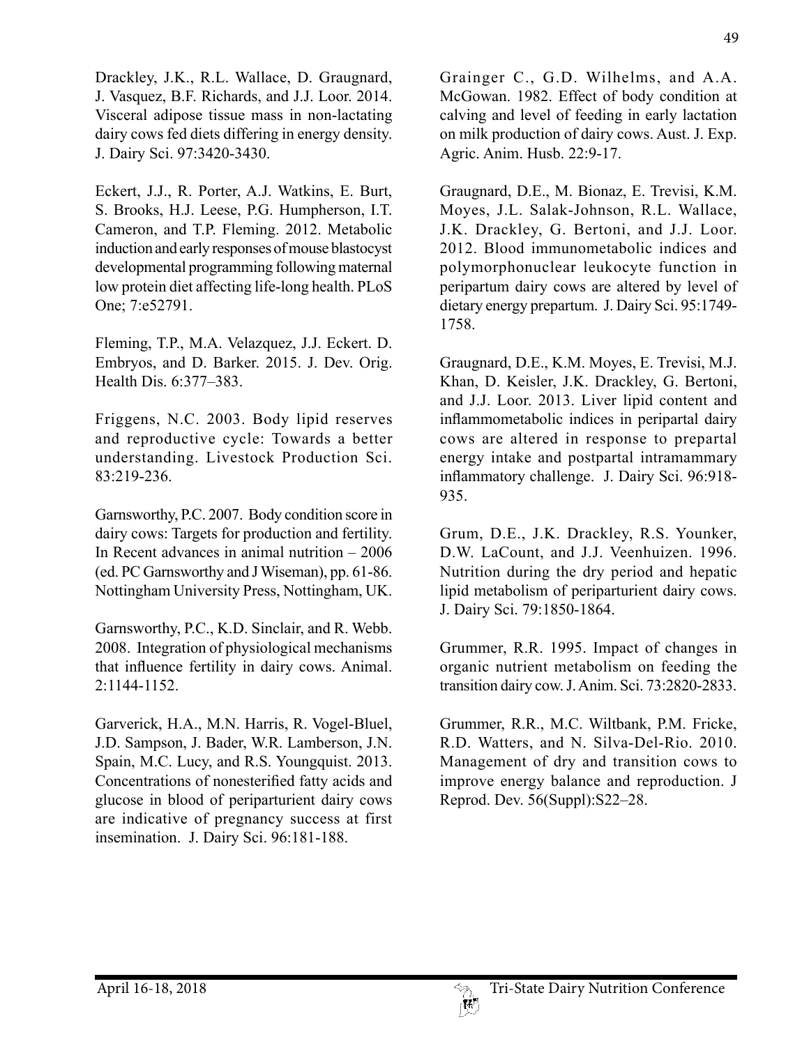Drackley, J.K., R.L. Wallace, D. Graugnard, J. Vasquez, B.F. Richards, and J.J. Loor. 2014. Visceral adipose tissue mass in non-lactating dairy cows fed diets differing in energy density. J. Dairy Sci. 97:3420-3430.

Eckert, J.J., R. Porter, A.J. Watkins, E. Burt, S. Brooks, H.J. Leese, P.G. Humpherson, I.T. Cameron, and T.P. Fleming. 2012. Metabolic induction and early responses of mouse blastocyst developmental programming following maternal low protein diet affecting life-long health. PLoS One; 7:e52791.

Fleming, T.P., M.A. Velazquez, J.J. Eckert. D. Embryos, and D. Barker. 2015. J. Dev. Orig. Health Dis. 6:377–383.

Friggens, N.C. 2003. Body lipid reserves and reproductive cycle: Towards a better understanding. Livestock Production Sci. 83:219-236.

Garnsworthy, P.C. 2007. Body condition score in dairy cows: Targets for production and fertility. In Recent advances in animal nutrition – 2006 (ed. PC Garnsworthy and J Wiseman), pp. 61-86. Nottingham University Press, Nottingham, UK.

Garnsworthy, P.C., K.D. Sinclair, and R. Webb. 2008. Integration of physiological mechanisms that influence fertility in dairy cows. Animal. 2:1144-1152.

Garverick, H.A., M.N. Harris, R. Vogel-Bluel, J.D. Sampson, J. Bader, W.R. Lamberson, J.N. Spain, M.C. Lucy, and R.S. Youngquist. 2013. Concentrations of nonesterified fatty acids and glucose in blood of periparturient dairy cows are indicative of pregnancy success at first insemination. J. Dairy Sci. 96:181-188.

Grainger C., G.D. Wilhelms, and A.A. McGowan. 1982. Effect of body condition at calving and level of feeding in early lactation on milk production of dairy cows. Aust. J. Exp. Agric. Anim. Husb. 22:9-17.

Graugnard, D.E., M. Bionaz, E. Trevisi, K.M. Moyes, J.L. Salak-Johnson, R.L. Wallace, J.K. Drackley, G. Bertoni, and J.J. Loor. 2012. Blood immunometabolic indices and polymorphonuclear leukocyte function in peripartum dairy cows are altered by level of dietary energy prepartum. J. Dairy Sci. 95:1749-1758.

Graugnard, D.E., K.M. Moyes, E. Trevisi, M.J. Khan, D. Keisler, J.K. Drackley, G. Bertoni, and J.J. Loor. 2013. Liver lipid content and inflammometabolic indices in peripartal dairy cows are altered in response to prepartal energy intake and postpartal intramammary inflammatory challenge. J. Dairy Sci. 96:918-935.

Grum, D.E., J.K. Drackley, R.S. Younker, D.W. LaCount, and J.J. Veenhuizen. 1996. Nutrition during the dry period and hepatic lipid metabolism of periparturient dairy cows. J. Dairy Sci. 79:1850-1864.

Grummer, R.R. 1995. Impact of changes in organic nutrient metabolism on feeding the transition dairy cow. J. Anim. Sci. 73:2820-2833.

Grummer, R.R., M.C. Wiltbank, P.M. Fricke, R.D. Watters, and N. Silva-Del-Rio. 2010. Management of dry and transition cows to improve energy balance and reproduction. J Reprod. Dev. 56(Suppl):S22–28.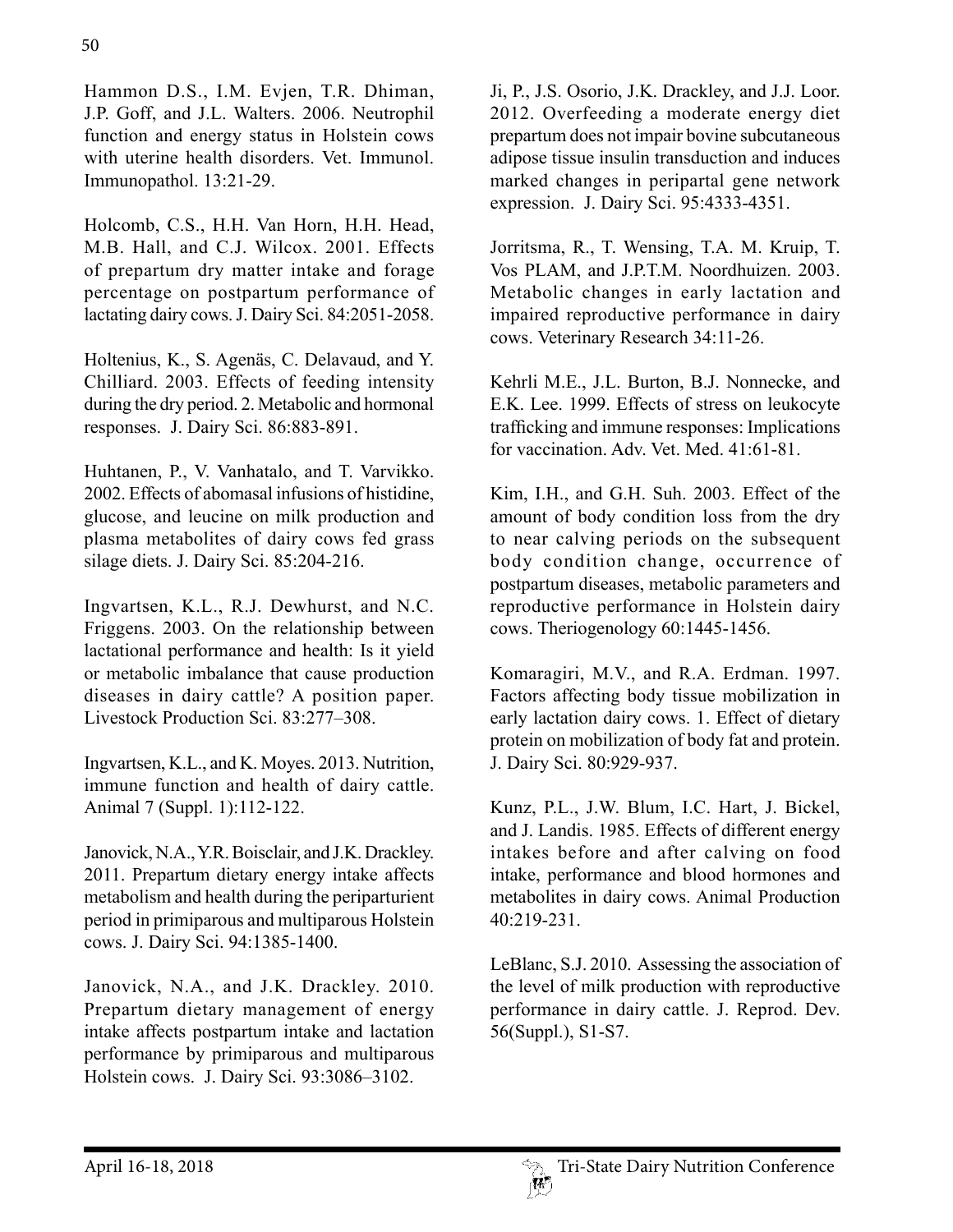Hammon D.S., I.M. Evjen, T.R. Dhiman, J.P. Goff, and J.L. Walters. 2006. Neutrophil function and energy status in Holstein cows with uterine health disorders. Vet. Immunol. Immunopathol. 13:21-29.

Holcomb, C.S., H.H. Van Horn, H.H. Head, M.B. Hall, and C.J. Wilcox. 2001. Effects of prepartum dry matter intake and forage percentage on postpartum performance of lactating dairy cows. J. Dairy Sci. 84:2051-2058.

Holtenius, K., S. Agenäs, C. Delavaud, and Y. Chilliard. 2003. Effects of feeding intensity during the dry period. 2. Metabolic and hormonal responses. J. Dairy Sci. 86:883-891.

Huhtanen, P., V. Vanhatalo, and T. Varvikko. 2002. Effects of abomasal infusions of histidine, glucose, and leucine on milk production and plasma metabolites of dairy cows fed grass silage diets. J. Dairy Sci. 85:204-216.

Ingvartsen, K.L., R.J. Dewhurst, and N.C. Friggens. 2003. On the relationship between lactational performance and health: Is it yield or metabolic imbalance that cause production diseases in dairy cattle? A position paper. Livestock Production Sci. 83:277–308.

Ingvartsen, K.L., and K. Moyes. 2013. Nutrition, immune function and health of dairy cattle. Animal 7 (Suppl. 1):112-122.

Janovick, N.A., Y.R. Boisclair, and J.K. Drackley. 2011. Prepartum dietary energy intake affects metabolism and health during the periparturient period in primiparous and multiparous Holstein cows. J. Dairy Sci. 94:1385-1400.

Janovick, N.A., and J.K. Drackley. 2010. Prepartum dietary management of energy intake affects postpartum intake and lactation performance by primiparous and multiparous Holstein cows. J. Dairy Sci. 93:3086–3102.

Ji, P., J.S. Osorio, J.K. Drackley, and J.J. Loor. 2012. Overfeeding a moderate energy diet prepartum does not impair bovine subcutaneous adipose tissue insulin transduction and induces marked changes in peripartal gene network expression. J. Dairy Sci. 95:4333-4351.

Jorritsma, R., T. Wensing, T.A. M. Kruip, T. Vos PLAM, and J.P.T.M. Noordhuizen. 2003. Metabolic changes in early lactation and impaired reproductive performance in dairy cows. Veterinary Research 34:11-26.

Kehrli M.E., J.L. Burton, B.J. Nonnecke, and E.K. Lee. 1999. Effects of stress on leukocyte trafficking and immune responses: Implications for vaccination. Adv. Vet. Med. 41:61-81.

Kim, I.H., and G.H. Suh. 2003. Effect of the amount of body condition loss from the dry to near calving periods on the subsequent body condition change, occurrence of postpartum diseases, metabolic parameters and reproductive performance in Holstein dairy cows. Theriogenology 60:1445-1456.

Komaragiri, M.V., and R.A. Erdman. 1997. Factors affecting body tissue mobilization in early lactation dairy cows. 1. Effect of dietary protein on mobilization of body fat and protein. J. Dairy Sci. 80:929-937.

Kunz, P.L., J.W. Blum, I.C. Hart, J. Bickel, and J. Landis. 1985. Effects of different energy intakes before and after calving on food intake, performance and blood hormones and metabolites in dairy cows. Animal Production 40:219-231.

LeBlanc, S.J. 2010. Assessing the association of the level of milk production with reproductive performance in dairy cattle. J. Reprod. Dev. 56(Suppl.), S1-S7.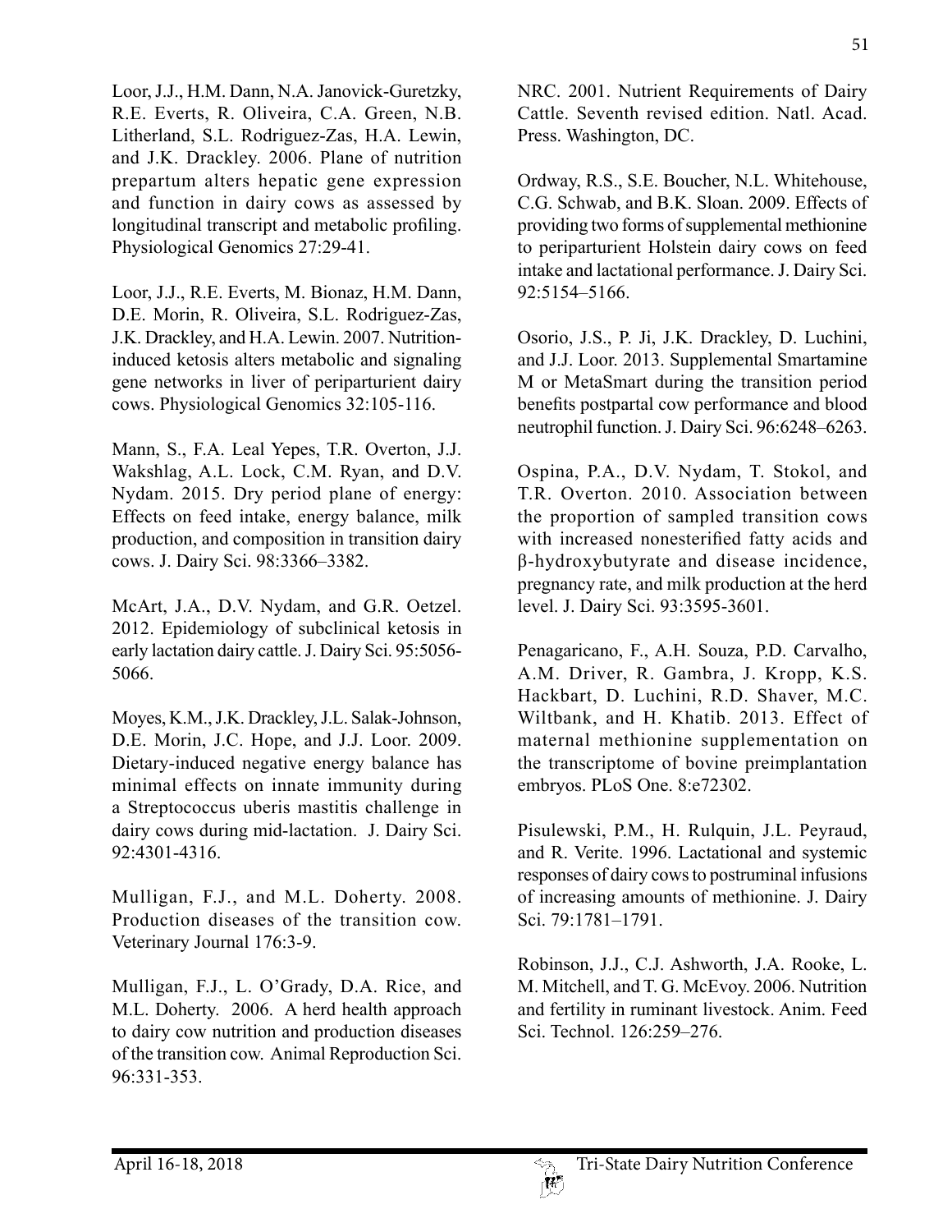Loor, J.J., H.M. Dann, N.A. Janovick-Guretzky, R.E. Everts, R. Oliveira, C.A. Green, N.B. Litherland, S.L. Rodriguez-Zas, H.A. Lewin, and J.K. Drackley. 2006. Plane of nutrition prepartum alters hepatic gene expression and function in dairy cows as assessed by longitudinal transcript and metabolic profiling. Physiological Genomics 27:29-41.

Loor, J.J., R.E. Everts, M. Bionaz, H.M. Dann, D.E. Morin, R. Oliveira, S.L. Rodriguez-Zas, J.K. Drackley, and H.A. Lewin. 2007. Nutrition-induced ketosis alters metabolic and signaling gene networks in liver of periparturient dairy cows. Physiological Genomics 32:105-116.

Mann, S., F.A. Leal Yepes, T.R. Overton, J.J. Wakshlag, A.L. Lock, C.M. Ryan, and D.V. Nydam. 2015. Dry period plane of energy: Effects on feed intake, energy balance, milk production, and composition in transition dairy cows. J. Dairy Sci. 98:3366–3382.

McArt, J.A., D.V. Nydam, and G.R. Oetzel. 2012. Epidemiology of subclinical ketosis in early lactation dairy cattle. J. Dairy Sci. 95:5056-5066.

Moyes, K.M., J.K. Drackley, J.L. Salak-Johnson, D.E. Morin, J.C. Hope, and J.J. Loor. 2009. Dietary-induced negative energy balance has minimal effects on innate immunity during a Streptococcus uberis mastitis challenge in dairy cows during mid-lactation. J. Dairy Sci. 92:4301-4316.

Mulligan, F.J., and M.L. Doherty. 2008. Production diseases of the transition cow. Veterinary Journal 176:3-9.

Mulligan, F.J., L. O'Grady, D.A. Rice, and M.L. Doherty. 2006. A herd health approach to dairy cow nutrition and production diseases of the transition cow. Animal Reproduction Sci. 96:331-353.

NRC. 2001. Nutrient Requirements of Dairy Cattle. Seventh revised edition. Natl. Acad. Press. Washington, DC.

Ordway, R.S., S.E. Boucher, N.L. Whitehouse, C.G. Schwab, and B.K. Sloan. 2009. Effects of providing two forms of supplemental methionine to periparturient Holstein dairy cows on feed intake and lactational performance. J. Dairy Sci. 92:5154–5166.

Osorio, J.S., P. Ji, J.K. Drackley, D. Luchini, and J.J. Loor. 2013. Supplemental Smartamine M or MetaSmart during the transition period benefits postpartal cow performance and blood neutrophil function. J. Dairy Sci. 96:6248–6263.

Ospina, P.A., D.V. Nydam, T. Stokol, and T.R. Overton. 2010. Association between the proportion of sampled transition cows with increased nonesterified fatty acids and β-hydroxybutyrate and disease incidence, pregnancy rate, and milk production at the herd level. J. Dairy Sci. 93:3595-3601.

Penagaricano, F., A.H. Souza, P.D. Carvalho, A.M. Driver, R. Gambra, J. Kropp, K.S. Hackbart, D. Luchini, R.D. Shaver, M.C. Wiltbank, and H. Khatib. 2013. Effect of maternal methionine supplementation on the transcriptome of bovine preimplantation embryos. PLoS One. 8:e72302.

Pisulewski, P.M., H. Rulquin, J.L. Peyraud, and R. Verite. 1996. Lactational and systemic responses of dairy cows to postruminal infusions of increasing amounts of methionine. J. Dairy Sci. 79:1781–1791.

Robinson, J.J., C.J. Ashworth, J.A. Rooke, L. M. Mitchell, and T. G. McEvoy. 2006. Nutrition and fertility in ruminant livestock. Anim. Feed Sci. Technol. 126:259–276.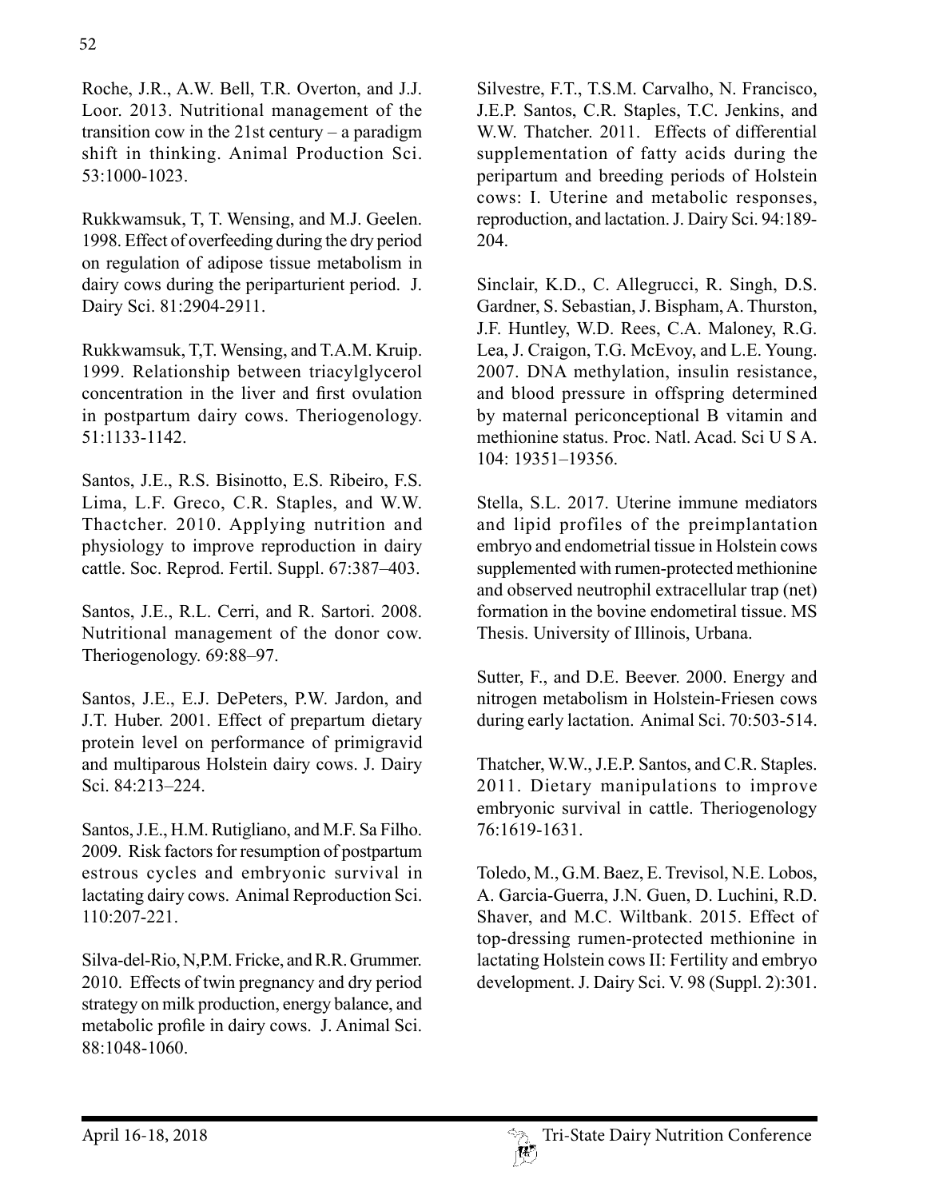Roche, J.R., A.W. Bell, T.R. Overton, and J.J. Loor. 2013. Nutritional management of the transition cow in the 21st century – a paradigm shift in thinking. Animal Production Sci. 53:1000-1023.

Rukkwamsuk, T, T. Wensing, and M.J. Geelen. 1998. Effect of overfeeding during the dry period on regulation of adipose tissue metabolism in dairy cows during the periparturient period. J. Dairy Sci. 81:2904-2911.

Rukkwamsuk, T,T. Wensing, and T.A.M. Kruip. 1999. Relationship between triacylglycerol concentration in the liver and first ovulation in postpartum dairy cows. Theriogenology. 51:1133-1142.

Santos, J.E., R.S. Bisinotto, E.S. Ribeiro, F.S. Lima, L.F. Greco, C.R. Staples, and W.W. Thactcher. 2010. Applying nutrition and physiology to improve reproduction in dairy cattle. Soc. Reprod. Fertil. Suppl. 67:387–403.

Santos, J.E., R.L. Cerri, and R. Sartori. 2008. Nutritional management of the donor cow. Theriogenology. 69:88–97.

Santos, J.E., E.J. DePeters, P.W. Jardon, and J.T. Huber. 2001. Effect of prepartum dietary protein level on performance of primigravid and multiparous Holstein dairy cows. J. Dairy Sci. 84:213–224.

Santos, J.E., H.M. Rutigliano, and M.F. Sa Filho. 2009. Risk factors for resumption of postpartum estrous cycles and embryonic survival in lactating dairy cows. Animal Reproduction Sci. 110:207-221.

Silva-del-Rio, N,P.M. Fricke, and R.R. Grummer. 2010. Effects of twin pregnancy and dry period strategy on milk production, energy balance, and metabolic profile in dairy cows. J. Animal Sci. 88:1048-1060.

Silvestre, F.T., T.S.M. Carvalho, N. Francisco, J.E.P. Santos, C.R. Staples, T.C. Jenkins, and W.W. Thatcher. 2011. Effects of differential supplementation of fatty acids during the peripartum and breeding periods of Holstein cows: I. Uterine and metabolic responses, reproduction, and lactation. J. Dairy Sci. 94:189-204.

Sinclair, K.D., C. Allegrucci, R. Singh, D.S. Gardner, S. Sebastian, J. Bispham, A. Thurston, J.F. Huntley, W.D. Rees, C.A. Maloney, R.G. Lea, J. Craigon, T.G. McEvoy, and L.E. Young. 2007. DNA methylation, insulin resistance, and blood pressure in offspring determined by maternal periconceptional B vitamin and methionine status. Proc. Natl. Acad. Sci U S A. 104: 19351–19356.

Stella, S.L. 2017. Uterine immune mediators and lipid profiles of the preimplantation embryo and endometrial tissue in Holstein cows supplemented with rumen-protected methionine and observed neutrophil extracellular trap (net) formation in the bovine endometiral tissue. MS Thesis. University of Illinois, Urbana.

Sutter, F., and D.E. Beever. 2000. Energy and nitrogen metabolism in Holstein-Friesen cows during early lactation. Animal Sci. 70:503-514.

Thatcher, W.W., J.E.P. Santos, and C.R. Staples. 2011. Dietary manipulations to improve embryonic survival in cattle. Theriogenology 76:1619-1631.

Toledo, M., G.M. Baez, E. Trevisol, N.E. Lobos, A. Garcia-Guerra, J.N. Guen, D. Luchini, R.D. Shaver, and M.C. Wiltbank. 2015. Effect of top-dressing rumen-protected methionine in lactating Holstein cows II: Fertility and embryo development. J. Dairy Sci. V. 98 (Suppl. 2):301.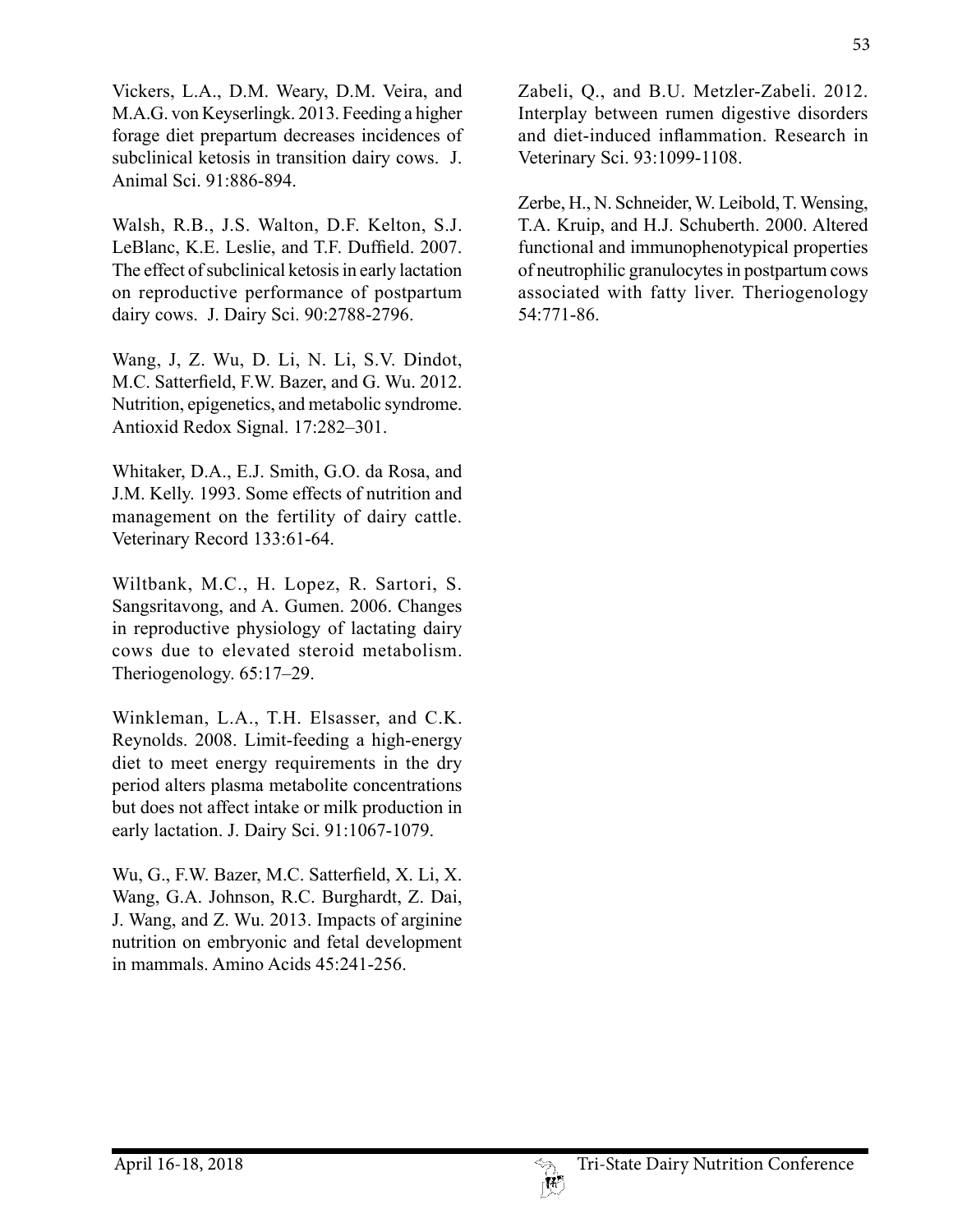Vickers, L.A., D.M. Weary, D.M. Veira, and M.A.G. von Keyserlingk. 2013. Feeding a higher forage diet prepartum decreases incidences of subclinical ketosis in transition dairy cows. J. Animal Sci. 91:886-894.

Walsh, R.B., J.S. Walton, D.F. Kelton, S.J. LeBlanc, K.E. Leslie, and T.F. Duffield. 2007. The effect of subclinical ketosis in early lactation on reproductive performance of postpartum dairy cows. J. Dairy Sci. 90:2788-2796.

Wang, J, Z. Wu, D. Li, N. Li, S.V. Dindot, M.C. Satterfield, F.W. Bazer, and G. Wu. 2012. Nutrition, epigenetics, and metabolic syndrome. Antioxid Redox Signal. 17:282–301.

Whitaker, D.A., E.J. Smith, G.O. da Rosa, and J.M. Kelly. 1993. Some effects of nutrition and management on the fertility of dairy cattle. Veterinary Record 133:61-64.

Wiltbank, M.C., H. Lopez, R. Sartori, S. Sangsritavong, and A. Gumen. 2006. Changes in reproductive physiology of lactating dairy cows due to elevated steroid metabolism. Theriogenology. 65:17–29.

Winkleman, L.A., T.H. Elsasser, and C.K. Reynolds. 2008. Limit-feeding a high-energy diet to meet energy requirements in the dry period alters plasma metabolite concentrations but does not affect intake or milk production in early lactation. J. Dairy Sci. 91:1067-1079.

Wu, G., F.W. Bazer, M.C. Satterfield, X. Li, X. Wang, G.A. Johnson, R.C. Burghardt, Z. Dai, J. Wang, and Z. Wu. 2013. Impacts of arginine nutrition on embryonic and fetal development in mammals. Amino Acids 45:241-256.

Zabeli, Q., and B.U. Metzler-Zabeli. 2012. Interplay between rumen digestive disorders and diet-induced inflammation. Research in Veterinary Sci. 93:1099-1108.

Zerbe, H., N. Schneider, W. Leibold, T. Wensing, T.A. Kruip, and H.J. Schuberth. 2000. Altered functional and immunophenotypical properties of neutrophilic granulocytes in postpartum cows associated with fatty liver. Theriogenology 54:771-86.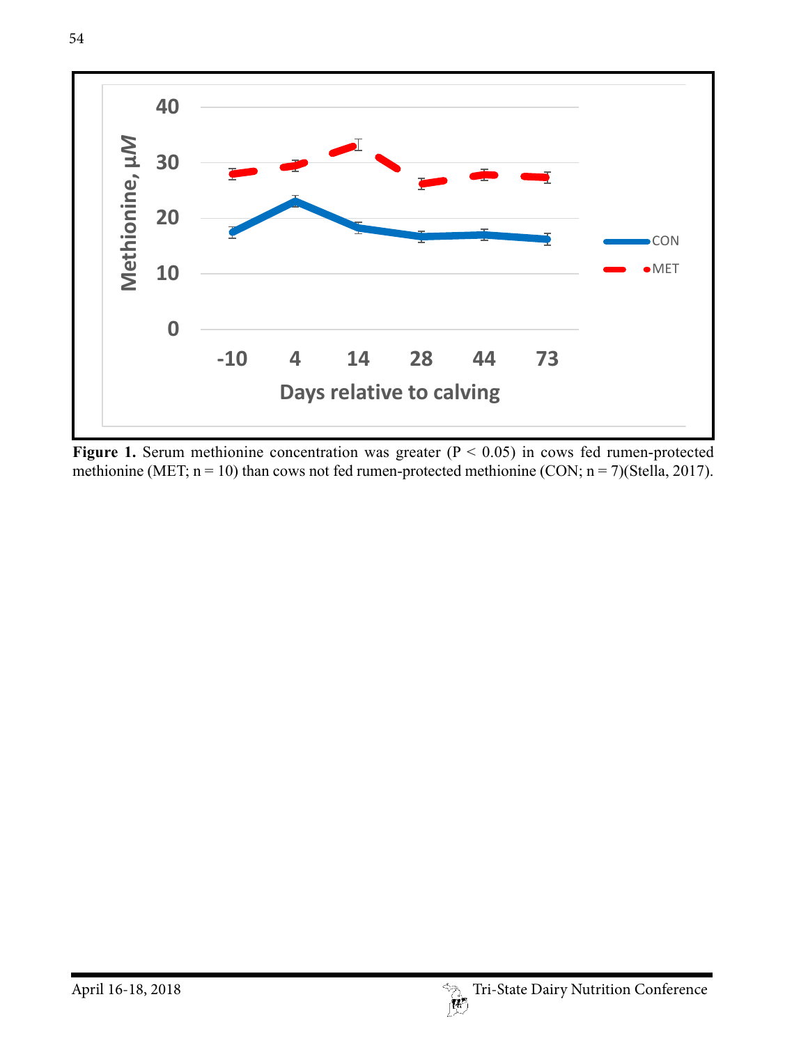40
30
20
10
0

Methionine, µM

-10
4
14
28
44
73

Days relative to calving

CON
MET

**Figure 1.** Serum methionine concentration was greater ($P < 0.05$) in cows fed rumen-protected methionine (MET; n = 10) than cows not fed rumen-protected methionine (CON; n = 7)(Stella, 2017).